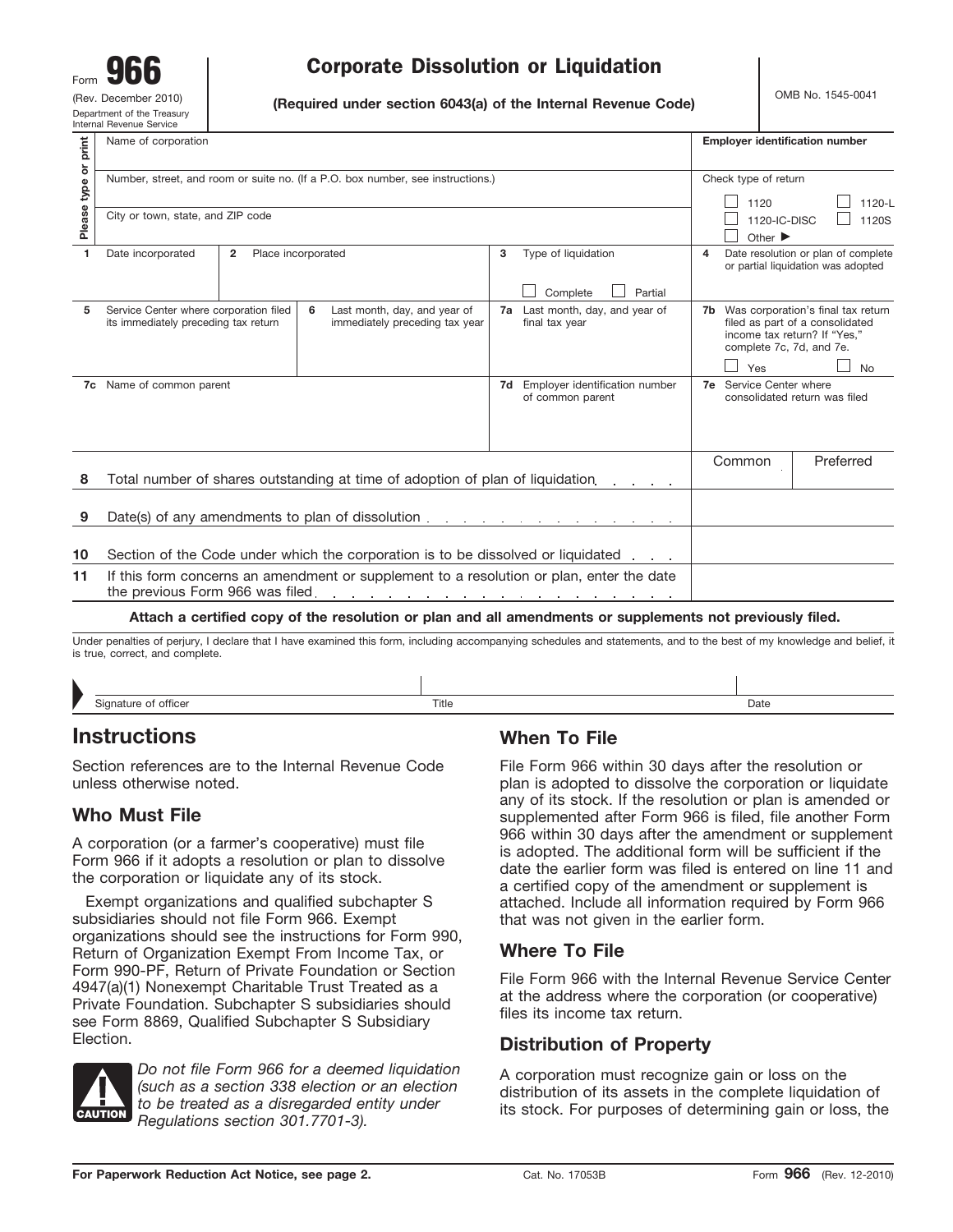Form **966**
(Rev. December 2010)
Department of the Treasury
Internal Revenue Service

# Corporate Dissolution or Liquidation

**(Required under section 6043(a) of the Internal Revenue Code)**

OMB No. 1545-0041

| Please type or print | | |
|---|---|---|
| Name of corporation | | **Employer identification number** |
| Number, street, and room or suite no. (If a P.O. box number, see instructions.) | | Check type of return ☐ 1120 ☐ 1120-L ☐ 1120-IC-DISC ☐ 1120S ☐ Other ▶ |
| City or town, state, and ZIP code | | |

| | | | |
|---|---|---|---|
| **1** Date incorporated | **2** Place incorporated | **3** Type of liquidation ☐ Complete ☐ Partial | **4** Date resolution or plan of complete or partial liquidation was adopted |
| **5** Service Center where corporation filed its immediately preceding tax return | **6** Last month, day, and year of immediately preceding tax year | **7a** Last month, day, and year of final tax year | **7b** Was corporation's final tax return filed as part of a consolidated income tax return? If "Yes," complete 7c, 7d, and 7e. ☐ Yes ☐ No |
| **7c** Name of common parent | | **7d** Employer identification number of common parent | **7e** Service Center where consolidated return was filed |

| | | Common | Preferred |
|---|---|---|---|
| **8** | Total number of shares outstanding at time of adoption of plan of liquidation | | |
| **9** | Date(s) of any amendments to plan of dissolution | | |
| **10** | Section of the Code under which the corporation is to be dissolved or liquidated | | |
| **11** | If this form concerns an amendment or supplement to a resolution or plan, enter the date the previous Form 966 was filed | | |

**Attach a certified copy of the resolution or plan and all amendments or supplements not previously filed.**

Under penalties of perjury, I declare that I have examined this form, including accompanying schedules and statements, and to the best of my knowledge and belief, it is true, correct, and complete.

| Signature of officer | Title | Date |
|---|---|---|
| | | |

## Instructions

Section references are to the Internal Revenue Code unless otherwise noted.

### Who Must File

A corporation (or a farmer's cooperative) must file Form 966 if it adopts a resolution or plan to dissolve the corporation or liquidate any of its stock.

Exempt organizations and qualified subchapter S subsidiaries should not file Form 966. Exempt organizations should see the instructions for Form 990, Return of Organization Exempt From Income Tax, or Form 990-PF, Return of Private Foundation or Section 4947(a)(1) Nonexempt Charitable Trust Treated as a Private Foundation. Subchapter S subsidiaries should see Form 8869, Qualified Subchapter S Subsidiary Election.

**CAUTION** *Do not file Form 966 for a deemed liquidation (such as a section 338 election or an election to be treated as a disregarded entity under Regulations section 301.7701-3).*

### When To File

File Form 966 within 30 days after the resolution or plan is adopted to dissolve the corporation or liquidate any of its stock. If the resolution or plan is amended or supplemented after Form 966 is filed, file another Form 966 within 30 days after the amendment or supplement is adopted. The additional form will be sufficient if the date the earlier form was filed is entered on line 11 and a certified copy of the amendment or supplement is attached. Include all information required by Form 966 that was not given in the earlier form.

### Where To File

File Form 966 with the Internal Revenue Service Center at the address where the corporation (or cooperative) files its income tax return.

### Distribution of Property

A corporation must recognize gain or loss on the distribution of its assets in the complete liquidation of its stock. For purposes of determining gain or loss, the

**For Paperwork Reduction Act Notice, see page 2.** Cat. No. 17053B Form **966** (Rev. 12-2010)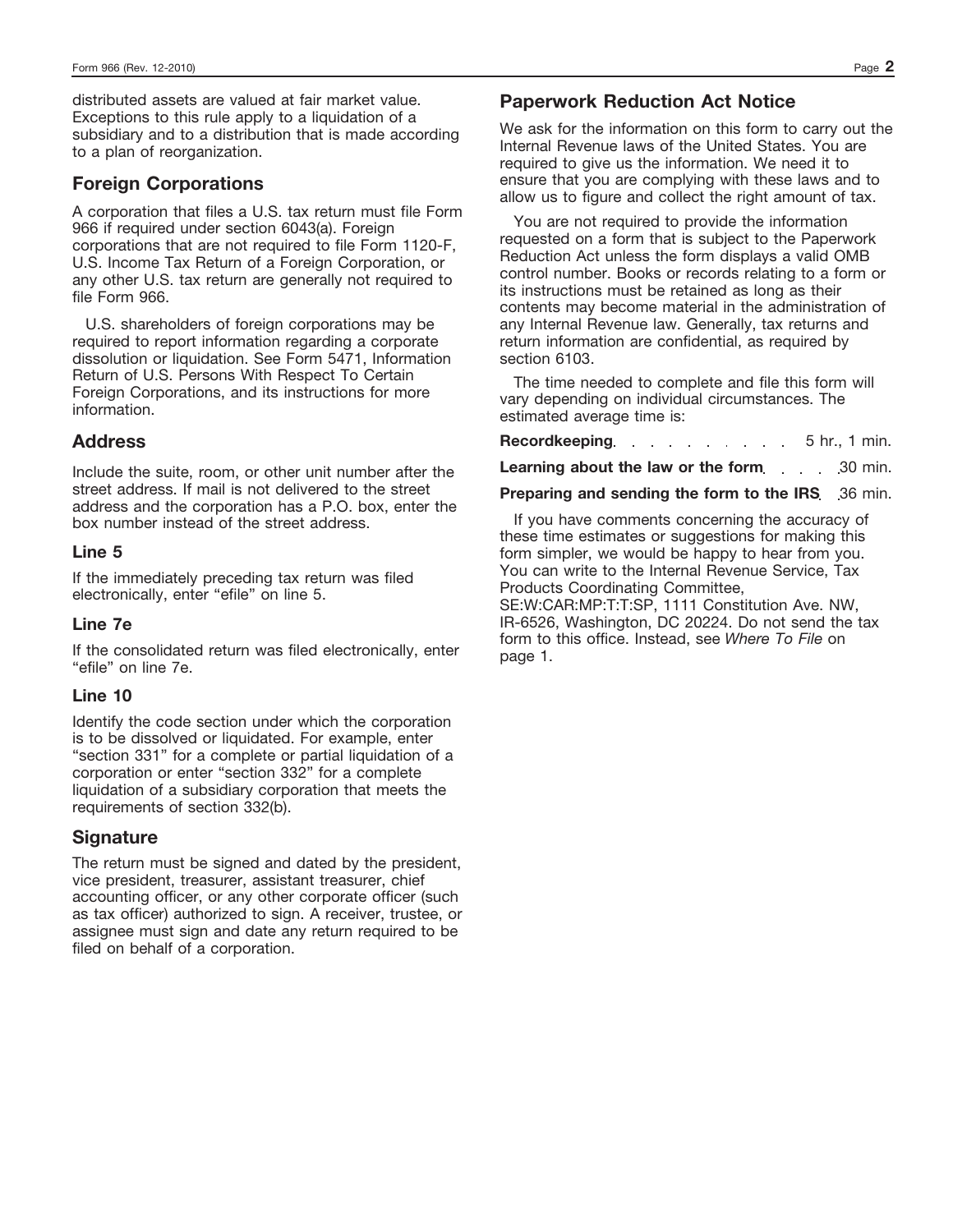distributed assets are valued at fair market value. Exceptions to this rule apply to a liquidation of a subsidiary and to a distribution that is made according to a plan of reorganization.

## Foreign Corporations

A corporation that files a U.S. tax return must file Form 966 if required under section 6043(a). Foreign corporations that are not required to file Form 1120-F, U.S. Income Tax Return of a Foreign Corporation, or any other U.S. tax return are generally not required to file Form 966.

U.S. shareholders of foreign corporations may be required to report information regarding a corporate dissolution or liquidation. See Form 5471, Information Return of U.S. Persons With Respect To Certain Foreign Corporations, and its instructions for more information.

## Address

Include the suite, room, or other unit number after the street address. If mail is not delivered to the street address and the corporation has a P.O. box, enter the box number instead of the street address.

### Line 5

If the immediately preceding tax return was filed electronically, enter "efile" on line 5.

### Line 7e

If the consolidated return was filed electronically, enter "efile" on line 7e.

### Line 10

Identify the code section under which the corporation is to be dissolved or liquidated. For example, enter "section 331" for a complete or partial liquidation of a corporation or enter "section 332" for a complete liquidation of a subsidiary corporation that meets the requirements of section 332(b).

## Signature

The return must be signed and dated by the president, vice president, treasurer, assistant treasurer, chief accounting officer, or any other corporate officer (such as tax officer) authorized to sign. A receiver, trustee, or assignee must sign and date any return required to be filed on behalf of a corporation.

## Paperwork Reduction Act Notice

We ask for the information on this form to carry out the Internal Revenue laws of the United States. You are required to give us the information. We need it to ensure that you are complying with these laws and to allow us to figure and collect the right amount of tax.

You are not required to provide the information requested on a form that is subject to the Paperwork Reduction Act unless the form displays a valid OMB control number. Books or records relating to a form or its instructions must be retained as long as their contents may become material in the administration of any Internal Revenue law. Generally, tax returns and return information are confidential, as required by section 6103.

The time needed to complete and file this form will vary depending on individual circumstances. The estimated average time is:

**Recordkeeping** . . . . . . . . . . 5 hr., 1 min.

**Learning about the law or the form** . . . . 30 min.

**Preparing and sending the form to the IRS** . 36 min.

If you have comments concerning the accuracy of these time estimates or suggestions for making this form simpler, we would be happy to hear from you. You can write to the Internal Revenue Service, Tax Products Coordinating Committee, SE:W:CAR:MP:T:T:SP, 1111 Constitution Ave. NW, IR-6526, Washington, DC 20224. Do not send the tax form to this office. Instead, see *Where To File* on page 1.